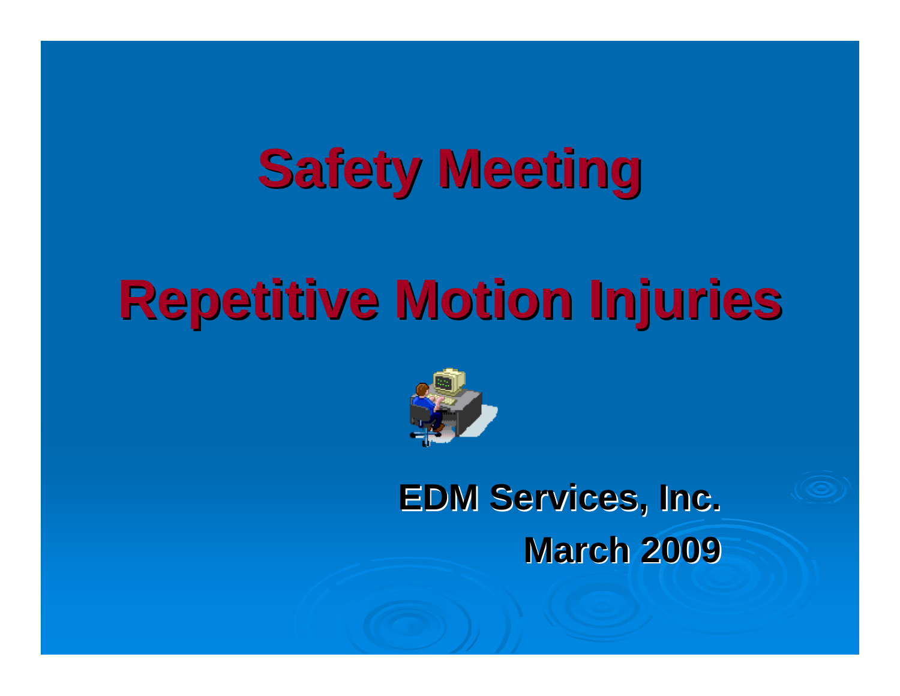# Safety Meeting

# Repetitive Motion Injuries

**EDM Services, Inc.**

**March 2009**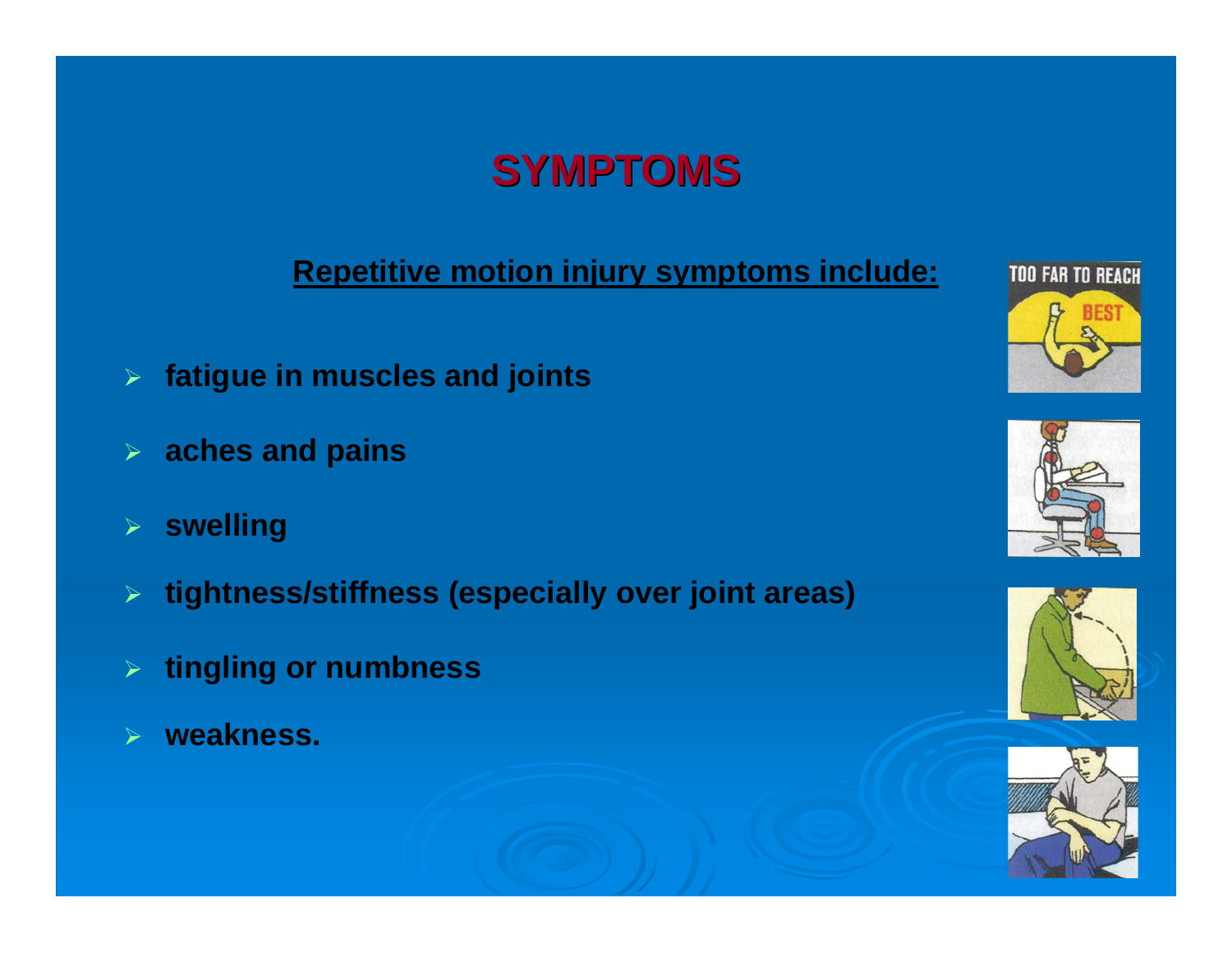# SYMPTOMS

**Repetitive motion injury symptoms include:**

- **fatigue in muscles and joints**
- **aches and pains**
- **swelling**
- **tightness/stiffness (especially over joint areas)**
- **tingling or numbness**
- **weakness.**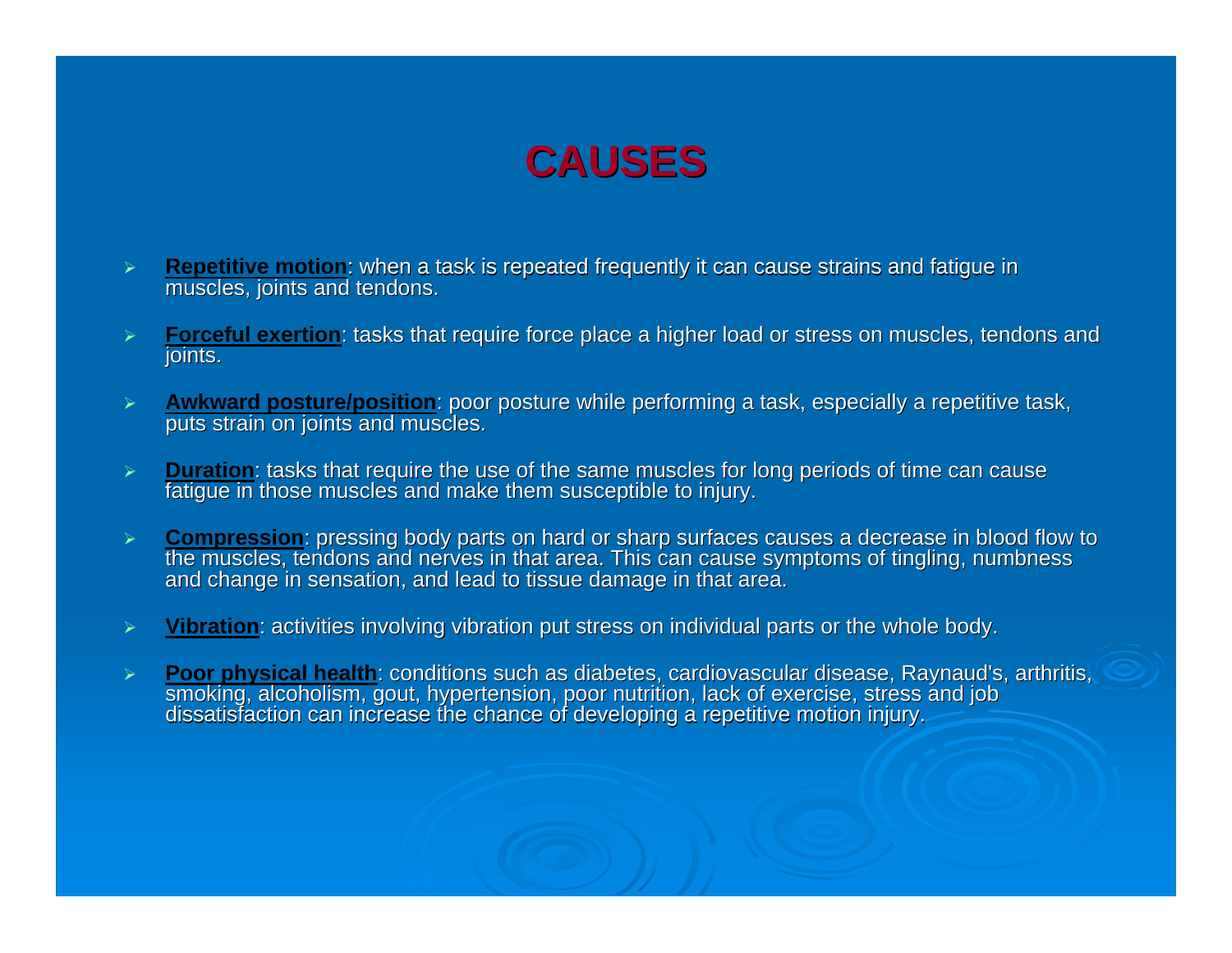# CAUSES

- **Repetitive motion**: when a task is repeated frequently it can cause strains and fatigue in muscles, joints and tendons.
- **Forceful exertion**: tasks that require force place a higher load or stress on muscles, tendons and joints.
- **Awkward posture/position**: poor posture while performing a task, especially a repetitive task, puts strain on joints and muscles.
- **Duration**: tasks that require the use of the same muscles for long periods of time can cause fatigue in those muscles and make them susceptible to injury.
- **Compression**: pressing body parts on hard or sharp surfaces causes a decrease in blood flow to the muscles, tendons and nerves in that area. This can cause symptoms of tingling, numbness and change in sensation, and lead to tissue damage in that area.
- **Vibration**: activities involving vibration put stress on individual parts or the whole body.
- **Poor physical health**: conditions such as diabetes, cardiovascular disease, Raynaud's, arthritis, smoking, alcoholism, gout, hypertension, poor nutrition, lack of exercise, stress and job dissatisfaction can increase the chance of developing a repetitive motion injury.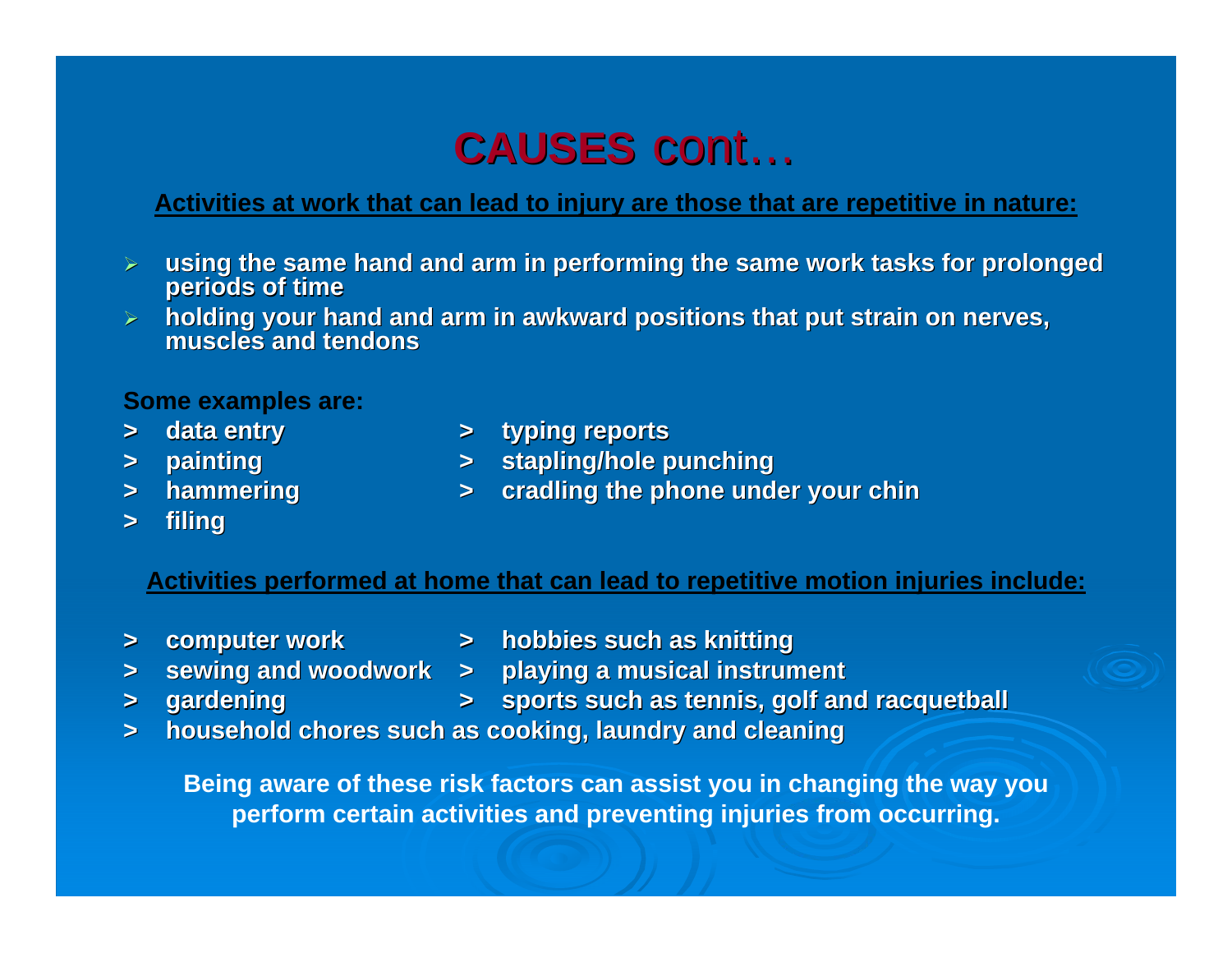# CAUSES cont…

**Activities at work that can lead to injury are those that are repetitive in nature:**

- **using the same hand and arm in performing the same work tasks for prolonged periods of time**
- **holding your hand and arm in awkward positions that put strain on nerves, muscles and tendons**

**Some examples are:**

- **data entry**
- **painting**
- **hammering**
- **filing**
- **typing reports**
- **stapling/hole punching**
- **cradling the phone under your chin**

**Activities performed at home that can lead to repetitive motion injuries include:**

- **computer work**
- **sewing and woodwork**
- **gardening**
- **hobbies such as knitting**
- **playing a musical instrument**
- **sports such as tennis, golf and racquetball**
- **household chores such as cooking, laundry and cleaning**

**Being aware of these risk factors can assist you in changing the way you perform certain activities and preventing injuries from occurring.**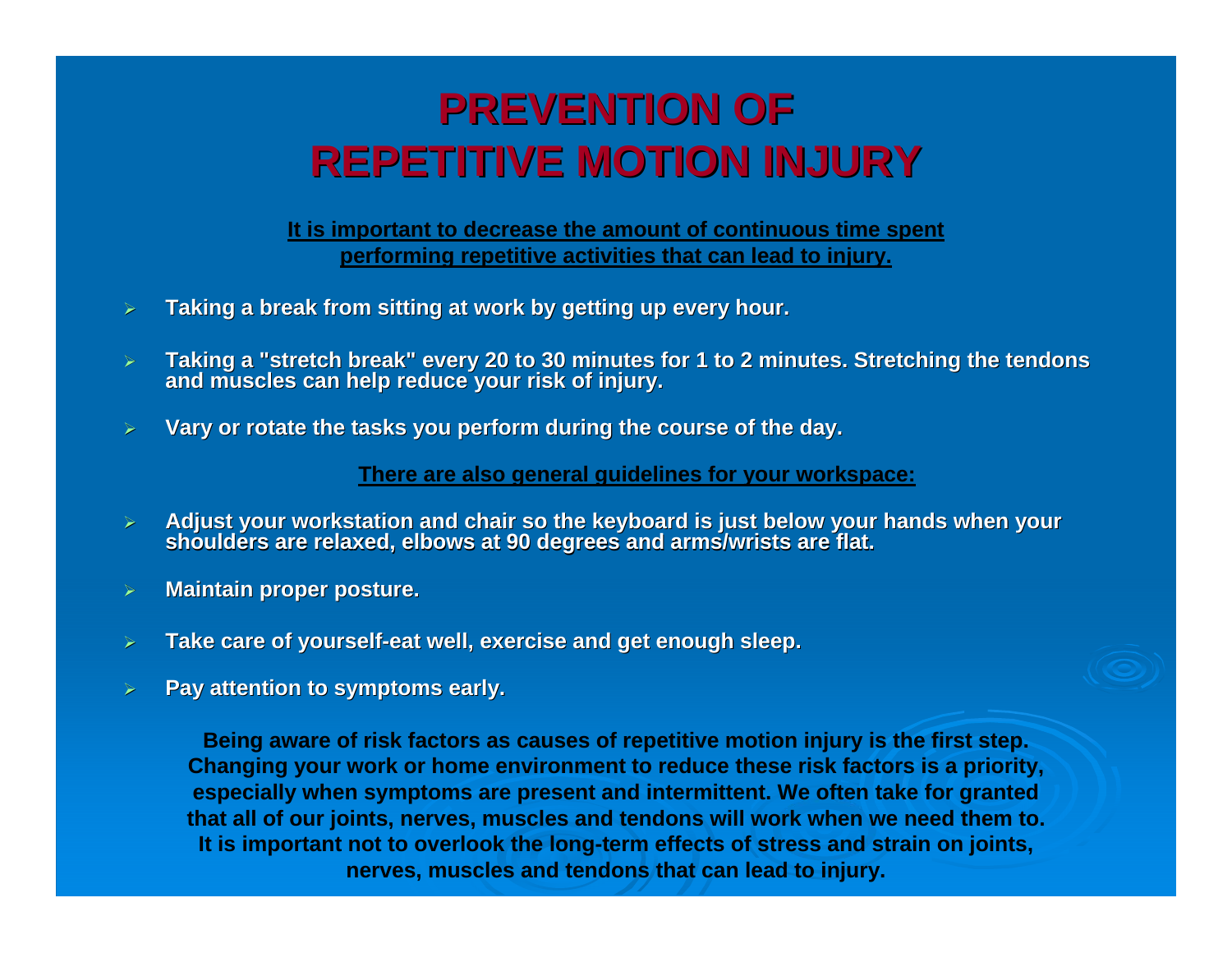# PREVENTION OF REPETITIVE MOTION INJURY

**It is important to decrease the amount of continuous time spent performing repetitive activities that can lead to injury.**

- **Taking a break from sitting at work by getting up every hour.**
- **Taking a "stretch break" every 20 to 30 minutes for 1 to 2 minutes. Stretching the tendons and muscles can help reduce your risk of injury.**
- **Vary or rotate the tasks you perform during the course of the day.**

**There are also general guidelines for your workspace:**

- **Adjust your workstation and chair so the keyboard is just below your hands when your shoulders are relaxed, elbows at 90 degrees and arms/wrists are flat.**
- **Maintain proper posture.**
- **Take care of yourself-eat well, exercise and get enough sleep.**
- **Pay attention to symptoms early.**

**Being aware of risk factors as causes of repetitive motion injury is the first step. Changing your work or home environment to reduce these risk factors is a priority, especially when symptoms are present and intermittent. We often take for granted that all of our joints, nerves, muscles and tendons will work when we need them to. It is important not to overlook the long-term effects of stress and strain on joints, nerves, muscles and tendons that can lead to injury.**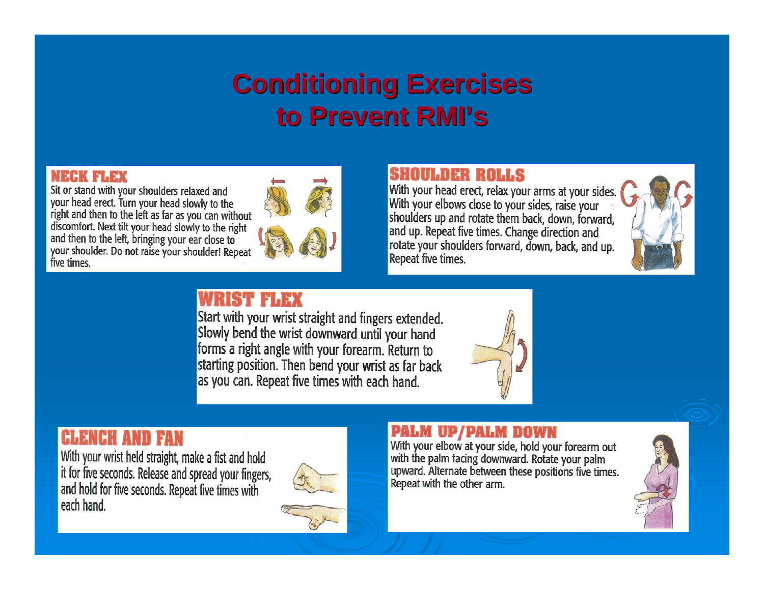# Conditioning Exercises to Prevent RMI's

## NECK FLEX

Sit or stand with your shoulders relaxed and your head erect. Turn your head slowly to the right and then to the left as far as you can without discomfort. Next tilt your head slowly to the right and then to the left, bringing your ear close to your shoulder. Do not raise your shoulder! Repeat five times.

## SHOULDER ROLLS

With your head erect, relax your arms at your sides. With your elbows close to your sides, raise your shoulders up and rotate them back, down, forward, and up. Repeat five times. Change direction and rotate your shoulders forward, down, back, and up. Repeat five times.

## WRIST FLEX

Start with your wrist straight and fingers extended. Slowly bend the wrist downward until your hand forms a right angle with your forearm. Return to starting position. Then bend your wrist as far back as you can. Repeat five times with each hand.

## CLENCH AND FAN

With your wrist held straight, make a fist and hold it for five seconds. Release and spread your fingers, and hold for five seconds. Repeat five times with each hand.

## PALM UP/PALM DOWN

With your elbow at your side, hold your forearm out with the palm facing downward. Rotate your palm upward. Alternate between these positions five times. Repeat with the other arm.